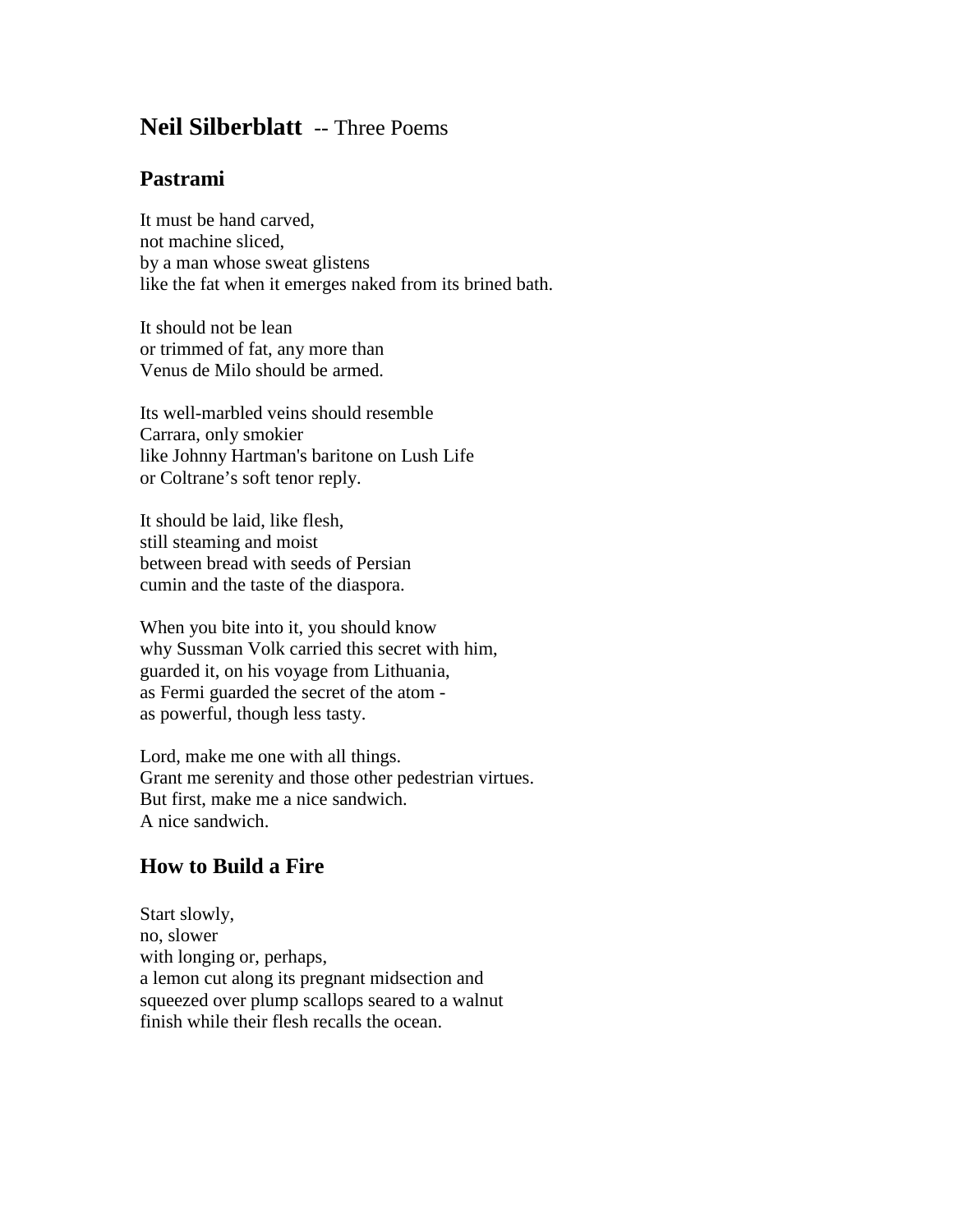# **Neil Silberblatt** -- Three Poems

## Pastrami

It must be hand carved,  
not machine sliced,  
by a man whose sweat glistens  
like the fat when it emerges naked from its brined bath.

It should not be lean  
or trimmed of fat, any more than  
Venus de Milo should be armed.

Its well-marbled veins should resemble  
Carrara, only smokier  
like Johnny Hartman's baritone on Lush Life  
or Coltrane's soft tenor reply.

It should be laid, like flesh,  
still steaming and moist  
between bread with seeds of Persian  
cumin and the taste of the diaspora.

When you bite into it, you should know  
why Sussman Volk carried this secret with him,  
guarded it, on his voyage from Lithuania,  
as Fermi guarded the secret of the atom -  
as powerful, though less tasty.

Lord, make me one with all things.  
Grant me serenity and those other pedestrian virtues.  
But first, make me a nice sandwich.  
A nice sandwich.

## How to Build a Fire

Start slowly,  
no, slower  
with longing or, perhaps,  
a lemon cut along its pregnant midsection and  
squeezed over plump scallops seared to a walnut  
finish while their flesh recalls the ocean.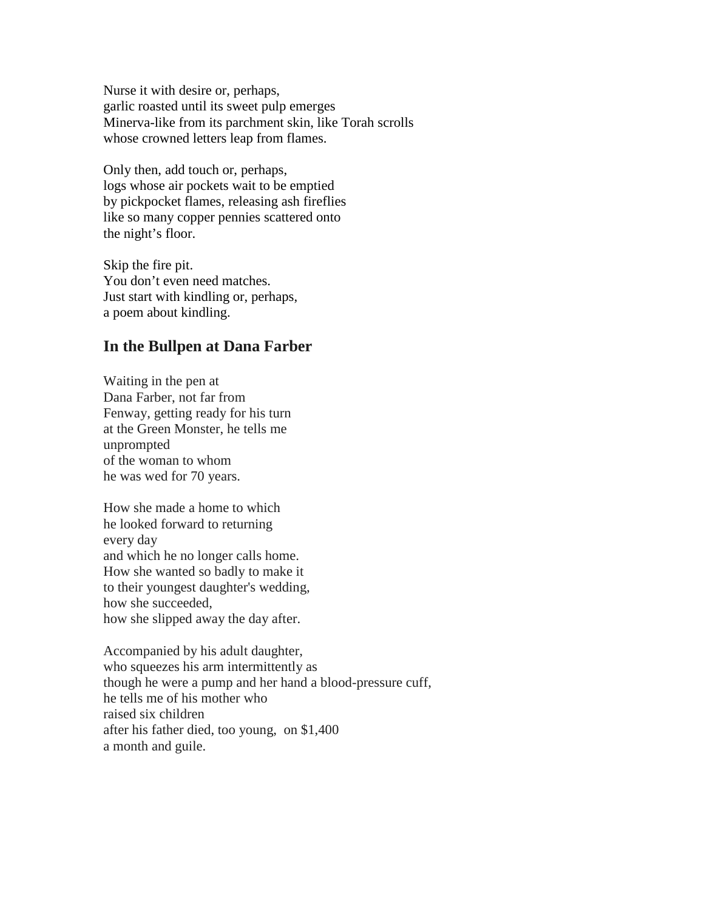Nurse it with desire or, perhaps,
garlic roasted until its sweet pulp emerges
Minerva-like from its parchment skin, like Torah scrolls
whose crowned letters leap from flames.

Only then, add touch or, perhaps,
logs whose air pockets wait to be emptied
by pickpocket flames, releasing ash fireflies
like so many copper pennies scattered onto
the night's floor.

Skip the fire pit.
You don't even need matches.
Just start with kindling or, perhaps,
a poem about kindling.

## In the Bullpen at Dana Farber

Waiting in the pen at
Dana Farber, not far from
Fenway, getting ready for his turn
at the Green Monster, he tells me
unprompted
of the woman to whom
he was wed for 70 years.

How she made a home to which
he looked forward to returning
every day
and which he no longer calls home.
How she wanted so badly to make it
to their youngest daughter's wedding,
how she succeeded,
how she slipped away the day after.

Accompanied by his adult daughter,
who squeezes his arm intermittently as
though he were a pump and her hand a blood-pressure cuff,
he tells me of his mother who
raised six children
after his father died, too young, on $1,400
a month and guile.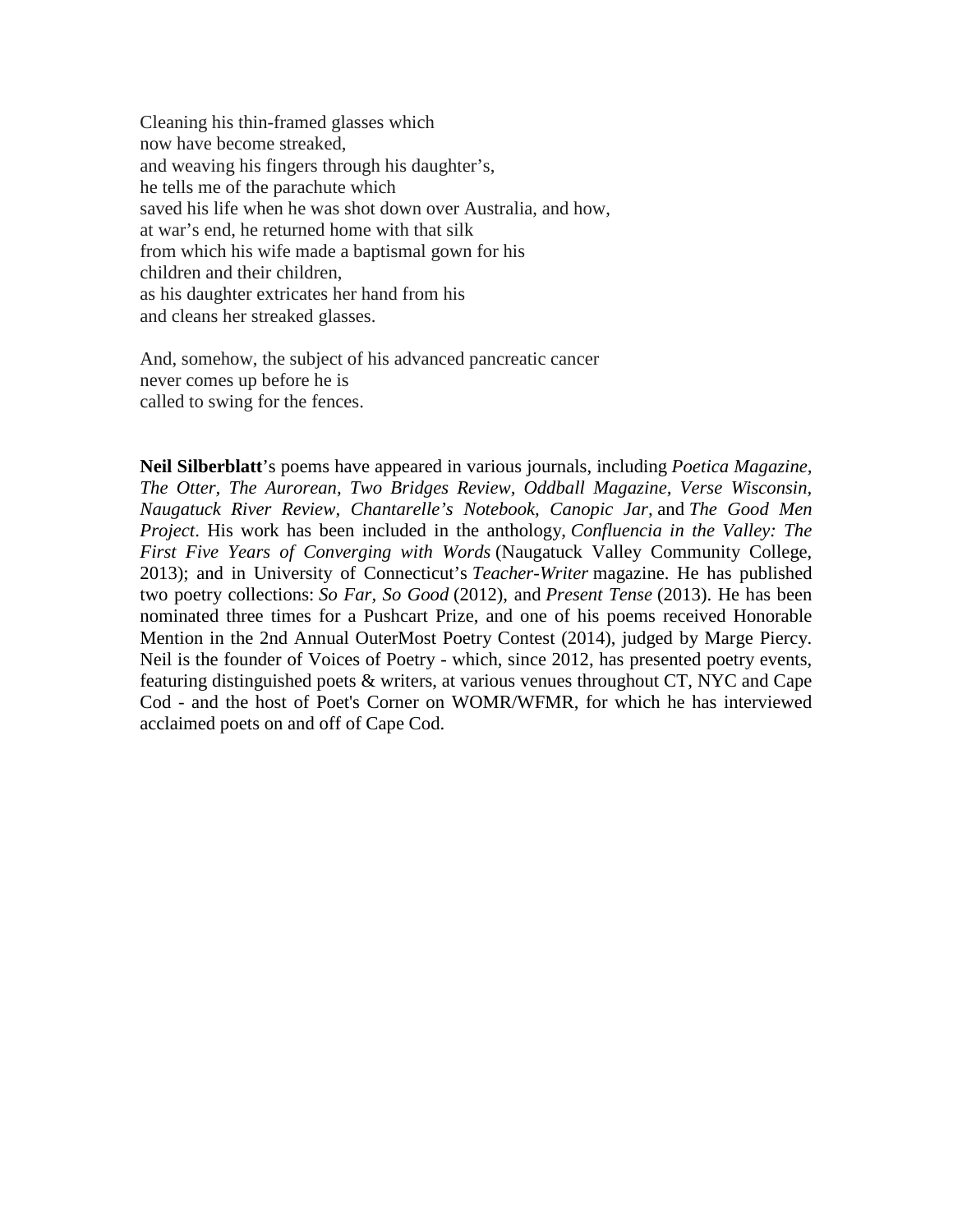Cleaning his thin-framed glasses which  
now have become streaked,  
and weaving his fingers through his daughter's,  
he tells me of the parachute which  
saved his life when he was shot down over Australia, and how,  
at war's end, he returned home with that silk  
from which his wife made a baptismal gown for his  
children and their children,  
as his daughter extricates her hand from his  
and cleans her streaked glasses.

And, somehow, the subject of his advanced pancreatic cancer  
never comes up before he is  
called to swing for the fences.

**Neil Silberblatt**'s poems have appeared in various journals, including *Poetica Magazine, The Otter, The Aurorean, Two Bridges Review, Oddball Magazine, Verse Wisconsin, Naugatuck River Review, Chantarelle's Notebook, Canopic Jar,* and *The Good Men Project*. His work has been included in the anthology, *Confluencia in the Valley: The First Five Years of Converging with Words* (Naugatuck Valley Community College, 2013); and in University of Connecticut's *Teacher-Writer* magazine. He has published two poetry collections: *So Far, So Good* (2012), and *Present Tense* (2013). He has been nominated three times for a Pushcart Prize, and one of his poems received Honorable Mention in the 2nd Annual OuterMost Poetry Contest (2014), judged by Marge Piercy. Neil is the founder of Voices of Poetry - which, since 2012, has presented poetry events, featuring distinguished poets & writers, at various venues throughout CT, NYC and Cape Cod - and the host of Poet's Corner on WOMR/WFMR, for which he has interviewed acclaimed poets on and off of Cape Cod.